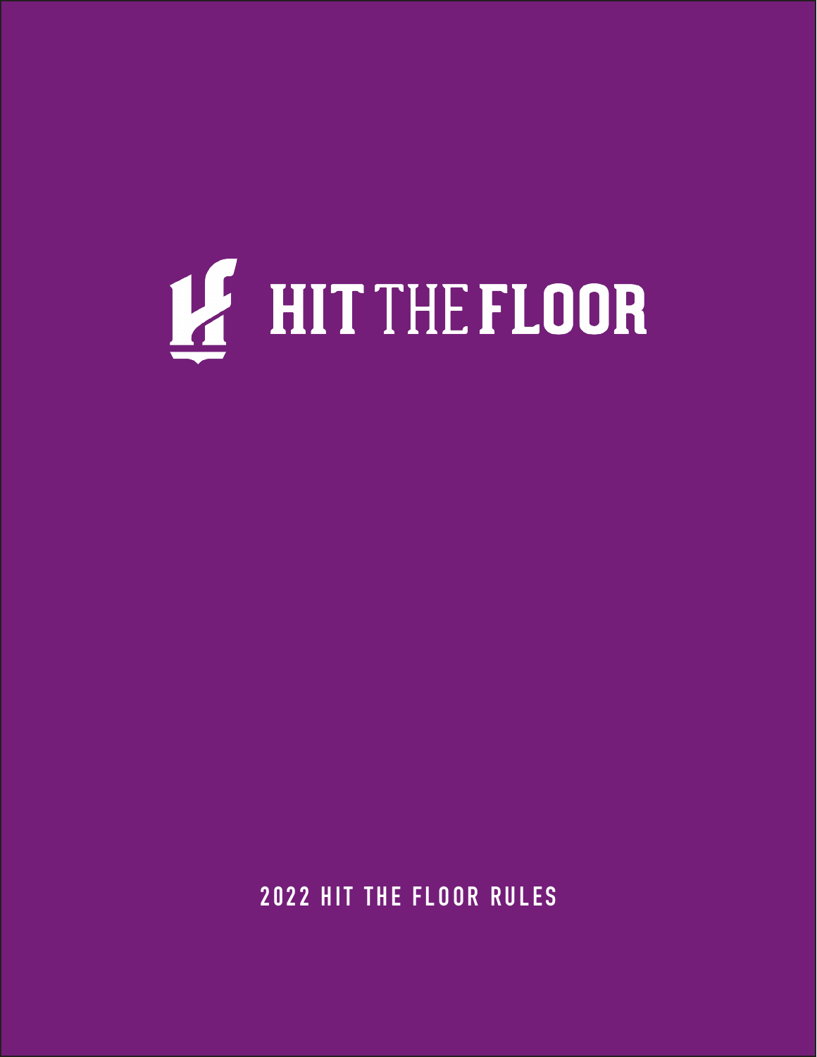# HIT THE FLOOR

## 2022 HIT THE FLOOR RULES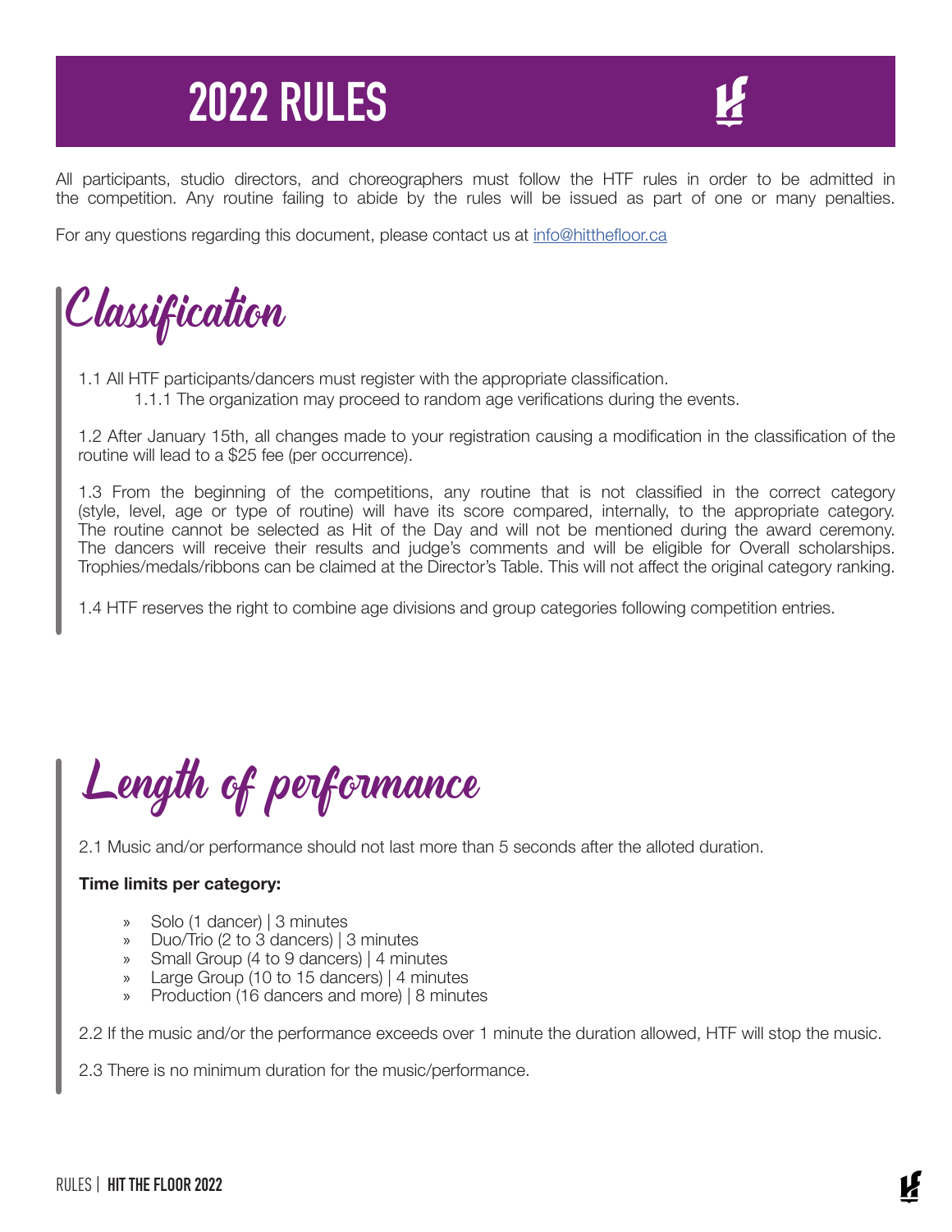# 2022 RULES

All participants, studio directors, and choreographers must follow the HTF rules in order to be admitted in the competition. Any routine failing to abide by the rules will be issued as part of one or many penalties.

For any questions regarding this document, please contact us at info@hitthefloor.ca

## Classification

1.1 All HTF participants/dancers must register with the appropriate classification.

1.1.1 The organization may proceed to random age verifications during the events.

1.2 After January 15th, all changes made to your registration causing a modification in the classification of the routine will lead to a $25 fee (per occurrence).

1.3 From the beginning of the competitions, any routine that is not classified in the correct category (style, level, age or type of routine) will have its score compared, internally, to the appropriate category. The routine cannot be selected as Hit of the Day and will not be mentioned during the award ceremony. The dancers will receive their results and judge's comments and will be eligible for Overall scholarships. Trophies/medals/ribbons can be claimed at the Director's Table. This will not affect the original category ranking.

1.4 HTF reserves the right to combine age divisions and group categories following competition entries.

## Length of performance

2.1 Music and/or performance should not last more than 5 seconds after the alloted duration.

**Time limits per category:**

- Solo (1 dancer) | 3 minutes
- Duo/Trio (2 to 3 dancers) | 3 minutes
- Small Group (4 to 9 dancers) | 4 minutes
- Large Group (10 to 15 dancers) | 4 minutes
- Production (16 dancers and more) | 8 minutes

2.2 If the music and/or the performance exceeds over 1 minute the duration allowed, HTF will stop the music.

2.3 There is no minimum duration for the music/performance.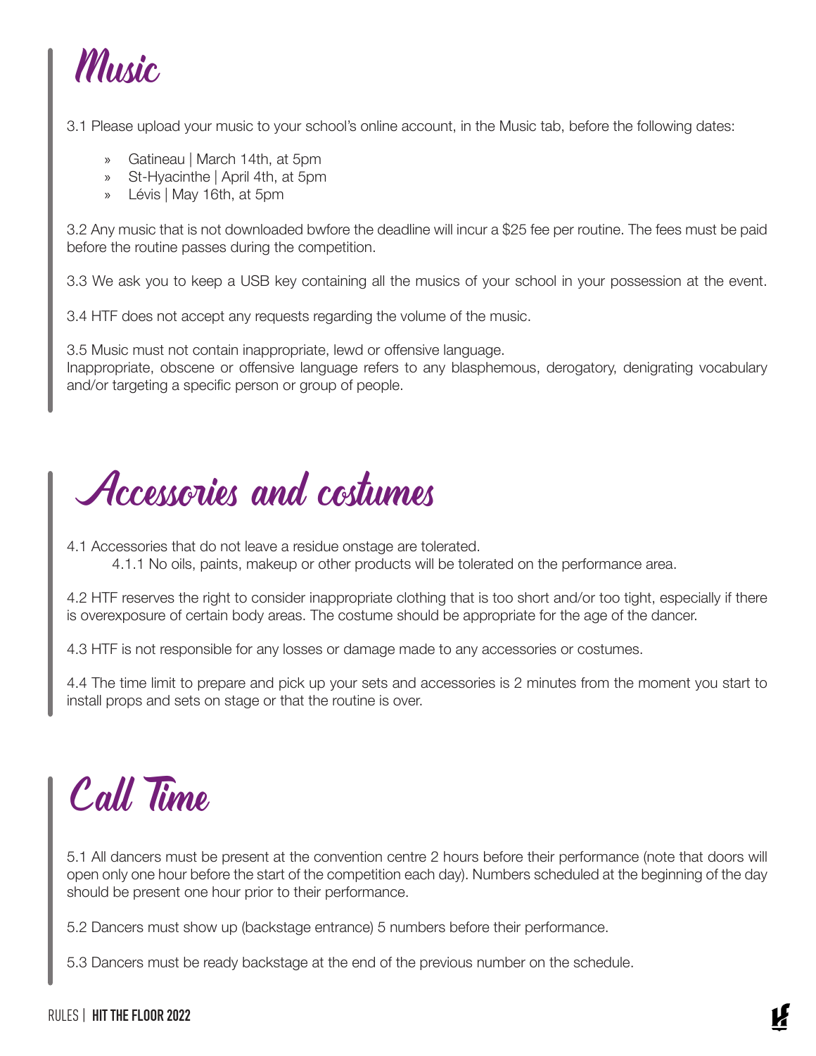# Music

3.1 Please upload your music to your school's online account, in the Music tab, before the following dates:

- Gatineau | March 14th, at 5pm
- St-Hyacinthe | April 4th, at 5pm
- Lévis | May 16th, at 5pm

3.2 Any music that is not downloaded bwfore the deadline will incur a $25 fee per routine. The fees must be paid before the routine passes during the competition.

3.3 We ask you to keep a USB key containing all the musics of your school in your possession at the event.

3.4 HTF does not accept any requests regarding the volume of the music.

3.5 Music must not contain inappropriate, lewd or offensive language.
Inappropriate, obscene or offensive language refers to any blasphemous, derogatory, denigrating vocabulary and/or targeting a specific person or group of people.

# Accessories and costumes

4.1 Accessories that do not leave a residue onstage are tolerated.
    4.1.1 No oils, paints, makeup or other products will be tolerated on the performance area.

4.2 HTF reserves the right to consider inappropriate clothing that is too short and/or too tight, especially if there is overexposure of certain body areas. The costume should be appropriate for the age of the dancer.

4.3 HTF is not responsible for any losses or damage made to any accessories or costumes.

4.4 The time limit to prepare and pick up your sets and accessories is 2 minutes from the moment you start to install props and sets on stage or that the routine is over.

# Call Time

5.1 All dancers must be present at the convention centre 2 hours before their performance (note that doors will open only one hour before the start of the competition each day). Numbers scheduled at the beginning of the day should be present one hour prior to their performance.

5.2 Dancers must show up (backstage entrance) 5 numbers before their performance.

5.3 Dancers must be ready backstage at the end of the previous number on the schedule.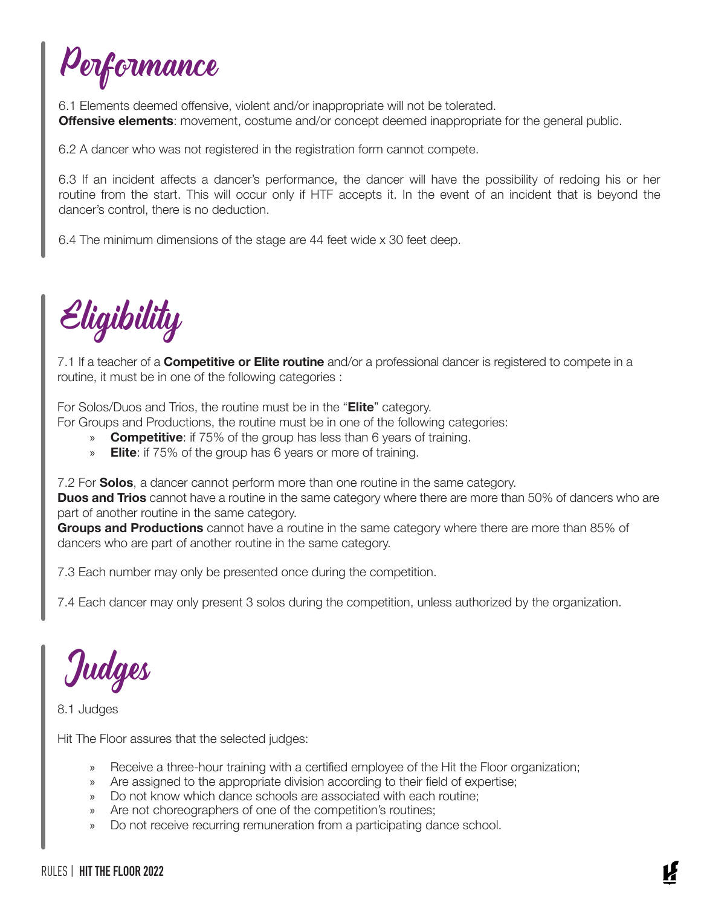# Performance

6.1 Elements deemed offensive, violent and/or inappropriate will not be tolerated.
**Offensive elements**: movement, costume and/or concept deemed inappropriate for the general public.

6.2 A dancer who was not registered in the registration form cannot compete.

6.3 If an incident affects a dancer's performance, the dancer will have the possibility of redoing his or her routine from the start. This will occur only if HTF accepts it. In the event of an incident that is beyond the dancer's control, there is no deduction.

6.4 The minimum dimensions of the stage are 44 feet wide x 30 feet deep.

# Eligibility

7.1 If a teacher of a **Competitive or Elite routine** and/or a professional dancer is registered to compete in a routine, it must be in one of the following categories :

For Solos/Duos and Trios, the routine must be in the "**Elite**" category.
For Groups and Productions, the routine must be in one of the following categories:

- **Competitive**: if 75% of the group has less than 6 years of training.
- **Elite**: if 75% of the group has 6 years or more of training.

7.2 For **Solos**, a dancer cannot perform more than one routine in the same category.
**Duos and Trios** cannot have a routine in the same category where there are more than 50% of dancers who are part of another routine in the same category.
**Groups and Productions** cannot have a routine in the same category where there are more than 85% of dancers who are part of another routine in the same category.

7.3 Each number may only be presented once during the competition.

7.4 Each dancer may only present 3 solos during the competition, unless authorized by the organization.

# Judges

8.1 Judges

Hit The Floor assures that the selected judges:

- Receive a three-hour training with a certified employee of the Hit the Floor organization;
- Are assigned to the appropriate division according to their field of expertise;
- Do not know which dance schools are associated with each routine;
- Are not choreographers of one of the competition's routines;
- Do not receive recurring remuneration from a participating dance school.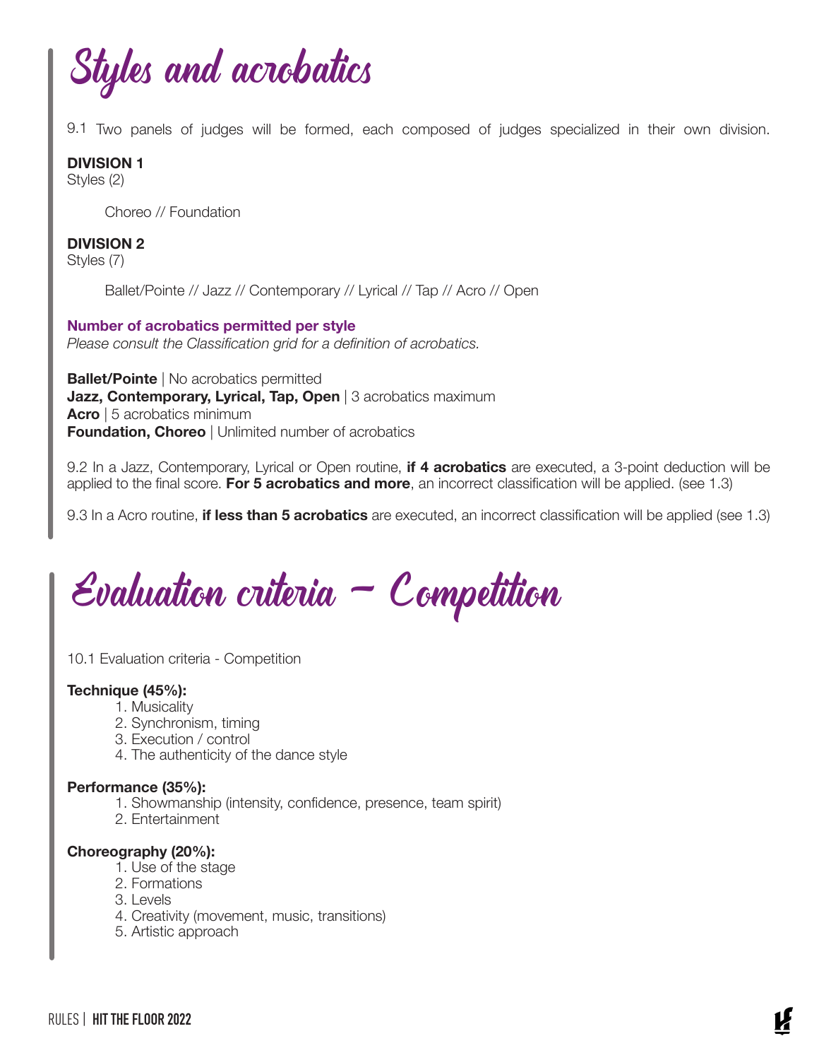# Styles and acrobatics

9.1 Two panels of judges will be formed, each composed of judges specialized in their own division.

**DIVISION 1**
Styles (2)

Choreo // Foundation

**DIVISION 2**
Styles (7)

Ballet/Pointe // Jazz // Contemporary // Lyrical // Tap // Acro // Open

**Number of acrobatics permitted per style**
*Please consult the Classification grid for a definition of acrobatics.*

**Ballet/Pointe** | No acrobatics permitted
**Jazz, Contemporary, Lyrical, Tap, Open** | 3 acrobatics maximum
**Acro** | 5 acrobatics minimum
**Foundation, Choreo** | Unlimited number of acrobatics

9.2 In a Jazz, Contemporary, Lyrical or Open routine, **if 4 acrobatics** are executed, a 3-point deduction will be applied to the final score. **For 5 acrobatics and more**, an incorrect classification will be applied. (see 1.3)

9.3 In a Acro routine, **if less than 5 acrobatics** are executed, an incorrect classification will be applied (see 1.3)

# Evaluation criteria – Competition

10.1 Evaluation criteria - Competition

**Technique (45%):**

1. Musicality
2. Synchronism, timing
3. Execution / control
4. The authenticity of the dance style

**Performance (35%):**

1. Showmanship (intensity, confidence, presence, team spirit)
2. Entertainment

**Choreography (20%):**

1. Use of the stage
2. Formations
3. Levels
4. Creativity (movement, music, transitions)
5. Artistic approach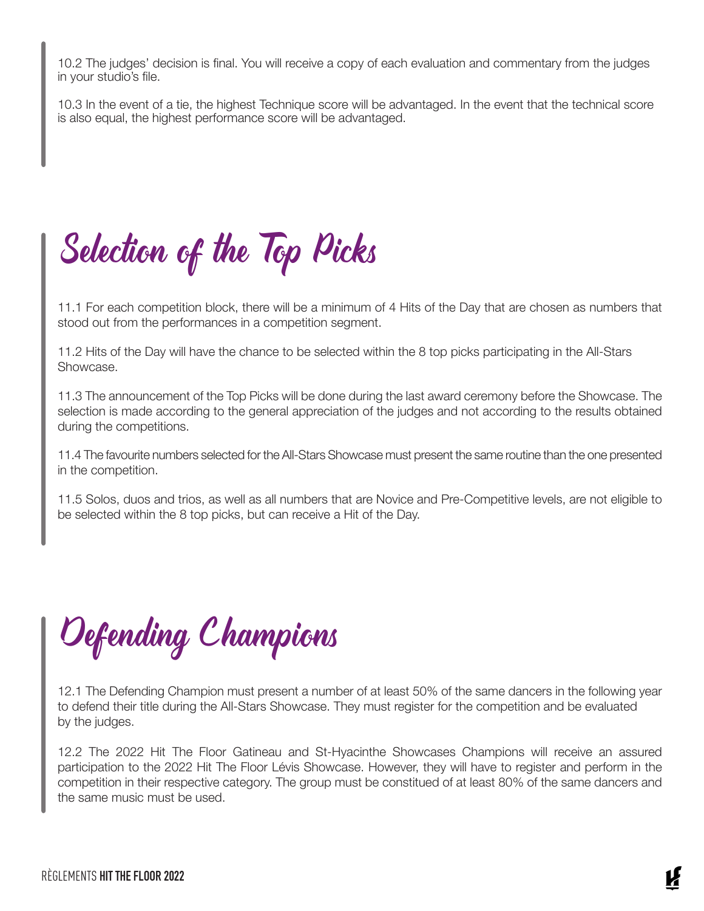10.2 The judges' decision is final. You will receive a copy of each evaluation and commentary from the judges in your studio's file.

10.3 In the event of a tie, the highest Technique score will be advantaged. In the event that the technical score is also equal, the highest performance score will be advantaged.

## Selection of the Top Picks

11.1 For each competition block, there will be a minimum of 4 Hits of the Day that are chosen as numbers that stood out from the performances in a competition segment.

11.2 Hits of the Day will have the chance to be selected within the 8 top picks participating in the All-Stars Showcase.

11.3 The announcement of the Top Picks will be done during the last award ceremony before the Showcase. The selection is made according to the general appreciation of the judges and not according to the results obtained during the competitions.

11.4 The favourite numbers selected for the All-Stars Showcase must present the same routine than the one presented in the competition.

11.5 Solos, duos and trios, as well as all numbers that are Novice and Pre-Competitive levels, are not eligible to be selected within the 8 top picks, but can receive a Hit of the Day.

## Defending Champions

12.1 The Defending Champion must present a number of at least 50% of the same dancers in the following year to defend their title during the All-Stars Showcase. They must register for the competition and be evaluated by the judges.

12.2 The 2022 Hit The Floor Gatineau and St-Hyacinthe Showcases Champions will receive an assured participation to the 2022 Hit The Floor Lévis Showcase. However, they will have to register and perform in the competition in their respective category. The group must be constitued of at least 80% of the same dancers and the same music must be used.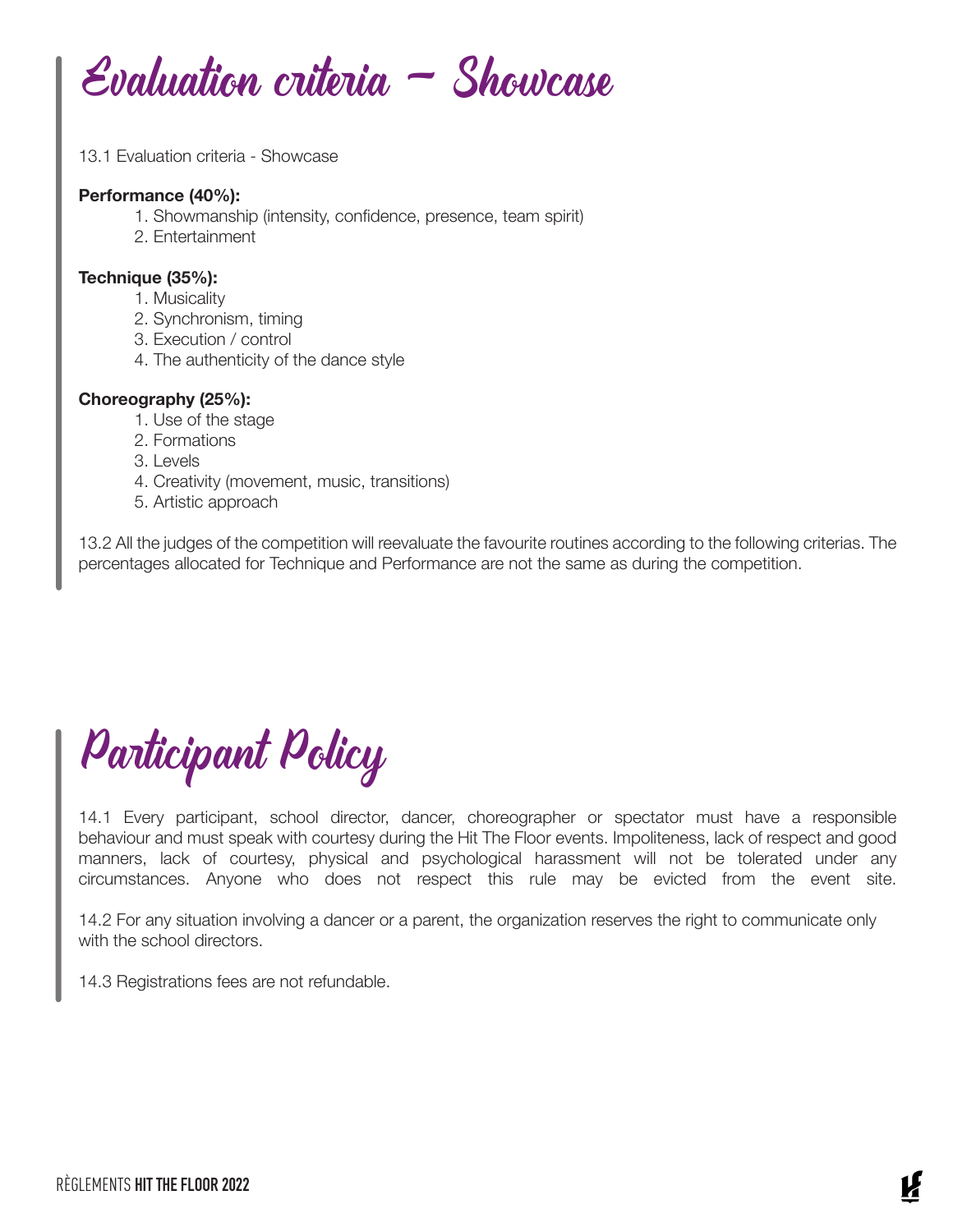# Evaluation criteria – Showcase

13.1 Evaluation criteria - Showcase

**Performance (40%):**

1. Showmanship (intensity, confidence, presence, team spirit)
2. Entertainment

**Technique (35%):**

1. Musicality
2. Synchronism, timing
3. Execution / control
4. The authenticity of the dance style

**Choreography (25%):**

1. Use of the stage
2. Formations
3. Levels
4. Creativity (movement, music, transitions)
5. Artistic approach

13.2 All the judges of the competition will reevaluate the favourite routines according to the following criterias. The percentages allocated for Technique and Performance are not the same as during the competition.

# Participant Policy

14.1 Every participant, school director, dancer, choreographer or spectator must have a responsible behaviour and must speak with courtesy during the Hit The Floor events. Impoliteness, lack of respect and good manners, lack of courtesy, physical and psychological harassment will not be tolerated under any circumstances. Anyone who does not respect this rule may be evicted from the event site.

14.2 For any situation involving a dancer or a parent, the organization reserves the right to communicate only with the school directors.

14.3 Registrations fees are not refundable.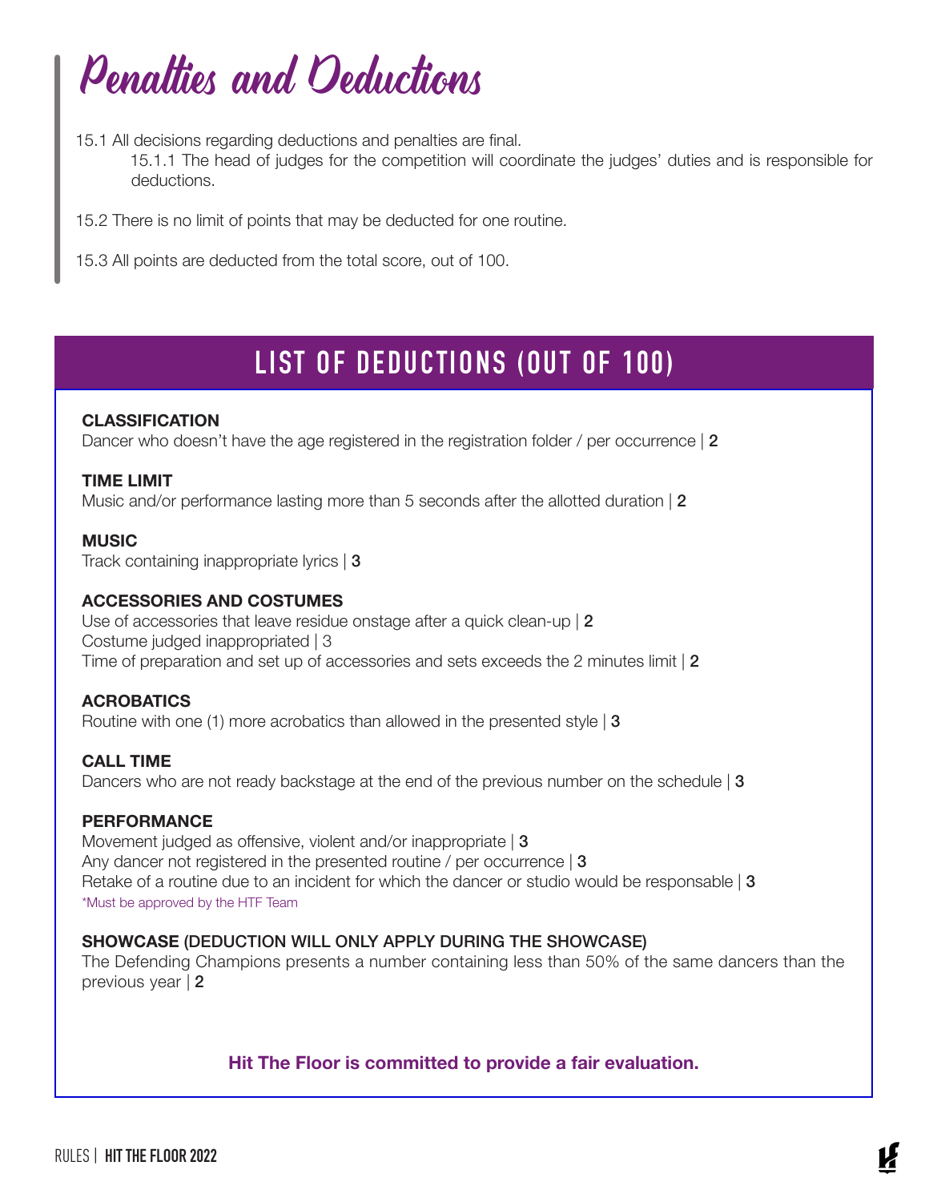# Penalties and Deductions

15.1 All decisions regarding deductions and penalties are final.

15.1.1 The head of judges for the competition will coordinate the judges' duties and is responsible for deductions.

15.2 There is no limit of points that may be deducted for one routine.

15.3 All points are deducted from the total score, out of 100.

## LIST OF DEDUCTIONS (OUT OF 100)

**CLASSIFICATION**
Dancer who doesn't have the age registered in the registration folder / per occurrence | **2**

**TIME LIMIT**
Music and/or performance lasting more than 5 seconds after the allotted duration | **2**

**MUSIC**
Track containing inappropriate lyrics | **3**

**ACCESSORIES AND COSTUMES**
Use of accessories that leave residue onstage after a quick clean-up | **2**
Costume judged inappropriated | 3
Time of preparation and set up of accessories and sets exceeds the 2 minutes limit | **2**

**ACROBATICS**
Routine with one (1) more acrobatics than allowed in the presented style | **3**

**CALL TIME**
Dancers who are not ready backstage at the end of the previous number on the schedule | **3**

**PERFORMANCE**
Movement judged as offensive, violent and/or inappropriate | **3**
Any dancer not registered in the presented routine / per occurrence | **3**
Retake of a routine due to an incident for which the dancer or studio would be responsable | **3**
*Must be approved by the HTF Team

**SHOWCASE (DEDUCTION WILL ONLY APPLY DURING THE SHOWCASE)**
The Defending Champions presents a number containing less than 50% of the same dancers than the previous year | **2**

**Hit The Floor is committed to provide a fair evaluation.**